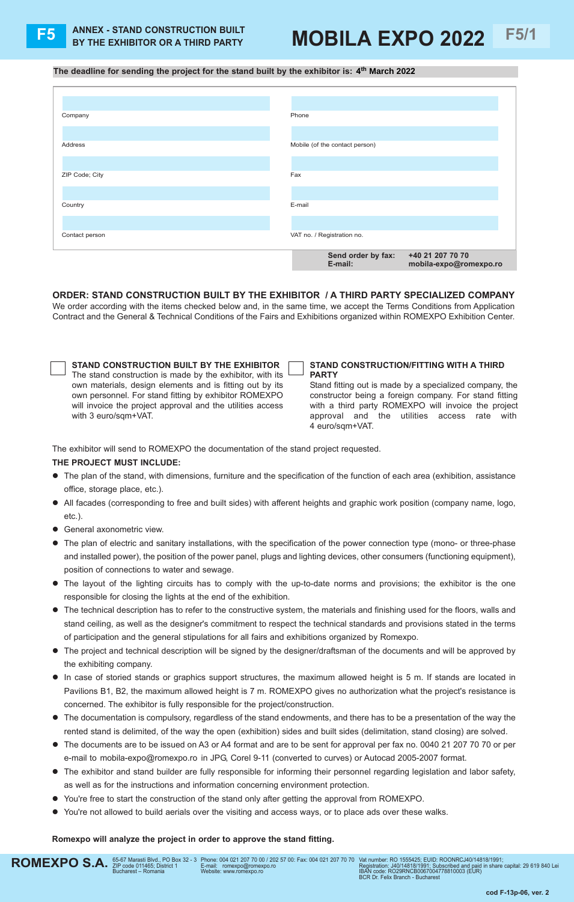**F5** ANNEX - STAND CONSTRUCTION BUILT BY THE EXHIBITOR OR A THIRD PARTY

# MOBILA EXPO 2022

F5/1

**The deadline for sending the project for the stand built by the exhibitor is: 4th March 2022**

| | |
|---|---|
| Company | Phone |
| Address | Mobile (of the contact person) |
| ZIP Code; City | Fax |
| Country | E-mail |
| Contact person | VAT no. / Registration no. |

**Send order by fax:** +40 21 207 70 70
**E-mail:** mobila-expo@romexpo.ro

## ORDER: STAND CONSTRUCTION BUILT BY THE EXHIBITOR / A THIRD PARTY SPECIALIZED COMPANY

We order according with the items checked below and, in the same time, we accept the Terms Conditions from Application Contract and the General & Technical Conditions of the Fairs and Exhibitions organized within ROMEXPO Exhibition Center.

☐ **STAND CONSTRUCTION BUILT BY THE EXHIBITOR**
The stand construction is made by the exhibitor, with its own materials, design elements and is fitting out by its own personnel. For stand fitting by exhibitor ROMEXPO will invoice the project approval and the utilities access with 3 euro/sqm+VAT.

☐ **STAND CONSTRUCTION/FITTING WITH A THIRD PARTY**
Stand fitting out is made by a specialized company, the constructor being a foreign company. For stand fitting with a third party ROMEXPO will invoice the project approval and the utilities access rate with 4 euro/sqm+VAT.

The exhibitor will send to ROMEXPO the documentation of the stand project requested.

**THE PROJECT MUST INCLUDE:**

- The plan of the stand, with dimensions, furniture and the specification of the function of each area (exhibition, assistance office, storage place, etc.).
- All facades (corresponding to free and built sides) with afferent heights and graphic work position (company name, logo, etc.).
- General axonometric view.
- The plan of electric and sanitary installations, with the specification of the power connection type (mono- or three-phase and installed power), the position of the power panel, plugs and lighting devices, other consumers (functioning equipment), position of connections to water and sewage.
- The layout of the lighting circuits has to comply with the up-to-date norms and provisions; the exhibitor is the one responsible for closing the lights at the end of the exhibition.
- The technical description has to refer to the constructive system, the materials and finishing used for the floors, walls and stand ceiling, as well as the designer's commitment to respect the technical standards and provisions stated in the terms of participation and the general stipulations for all fairs and exhibitions organized by Romexpo.
- The project and technical description will be signed by the designer/draftsman of the documents and will be approved by the exhibiting company.
- In case of storied stands or graphics support structures, the maximum allowed height is 5 m. If stands are located in Pavilions B1, B2, the maximum allowed height is 7 m. ROMEXPO gives no authorization what the project's resistance is concerned. The exhibitor is fully responsible for the project/construction.
- The documentation is compulsory, regardless of the stand endowments, and there has to be a presentation of the way the rented stand is delimited, of the way the open (exhibition) sides and built sides (delimitation, stand closing) are solved.
- The documents are to be issued on A3 or A4 format and are to be sent for approval per fax no. 0040 21 207 70 70 or per e-mail to mobila-expo@romexpo.ro in JPG, Corel 9-11 (converted to curves) or Autocad 2005-2007 format.
- The exhibitor and stand builder are fully responsible for informing their personnel regarding legislation and labor safety, as well as for the instructions and information concerning environment protection.
- You're free to start the construction of the stand only after getting the approval from ROMEXPO.
- You're not allowed to build aerials over the visiting and access ways, or to place ads over these walks.

**Romexpo will analyze the project in order to approve the stand fitting.**

**ROMEXPO S.A.** 65-67 Marasti Blvd., PO Box 32 - 3, ZIP code 011465; District 1, Bucharest – Romania | Phone: 004 021 207 70 00 / 202 57 00; Fax: 004 021 207 70 70, E-mail: romexpo@romexpo.ro, Website: www.romexpo.ro | Vat number: RO 1555425; EUID: ROONRCJ40/14818/1991; Registration: J40/14818/1991; Subscribed and paid in share capital: 29 619 840 Lei, IBAN code: RO29RNCB0067004778810003 (EUR), BCR Dr. Felix Branch - Bucharest

cod F-13p-06, ver. 2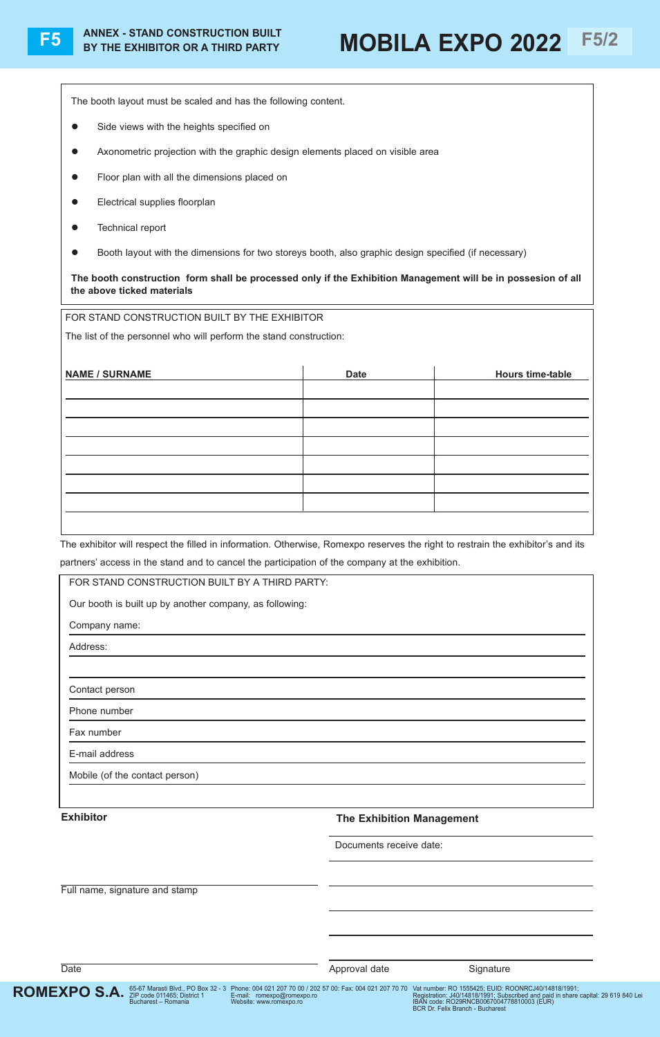# F5 ANNEX - STAND CONSTRUCTION BUILT BY THE EXHIBITOR OR A THIRD PARTY

# MOBILA EXPO 2022 F5/2

The booth layout must be scaled and has the following content.

- Side views with the heights specified on
- Axonometric projection with the graphic design elements placed on visible area
- Floor plan with all the dimensions placed on
- Electrical supplies floorplan
- Technical report
- Booth layout with the dimensions for two storeys booth, also graphic design specified (if necessary)

**The booth construction form shall be processed only if the Exhibition Management will be in possesion of all the above ticked materials**

FOR STAND CONSTRUCTION BUILT BY THE EXHIBITOR

The list of the personnel who will perform the stand construction:

| NAME / SURNAME | Date | Hours time-table |
|---|---|---|
| | | |
| | | |
| | | |
| | | |
| | | |
| | | |
| | | |

The exhibitor will respect the filled in information. Otherwise, Romexpo reserves the right to restrain the exhibitor's and its partners' access in the stand and to cancel the participation of the company at the exhibition.

FOR STAND CONSTRUCTION BUILT BY A THIRD PARTY:

Our booth is built up by another company, as following:

Company name:

Address:

Contact person

Phone number

Fax number

E-mail address

Mobile (of the contact person)

**Exhibitor**

Full name, signature and stamp

Date

**The Exhibition Management**

Documents receive date:

Approval date

Signature

ROMEXPO S.A. 65-67 Marasti Blvd., PO Box 32 - 3 ZIP code 011465; District 1 Bucharest – Romania Phone: 004 021 207 70 00 / 202 57 00: Fax: 004 021 207 70 70 E-mail: romexpo@romexpo.ro Website: www.romexpo.ro Vat number: RO 1555425; EUID: ROONRCJ40/14818/1991; Registration: J40/14818/1991; Subscribed and paid in share capital: 29 619 840 Lei IBAN code: RO29RNCB0067004778810003 (EUR) BCR Dr. Felix Branch - Bucharest